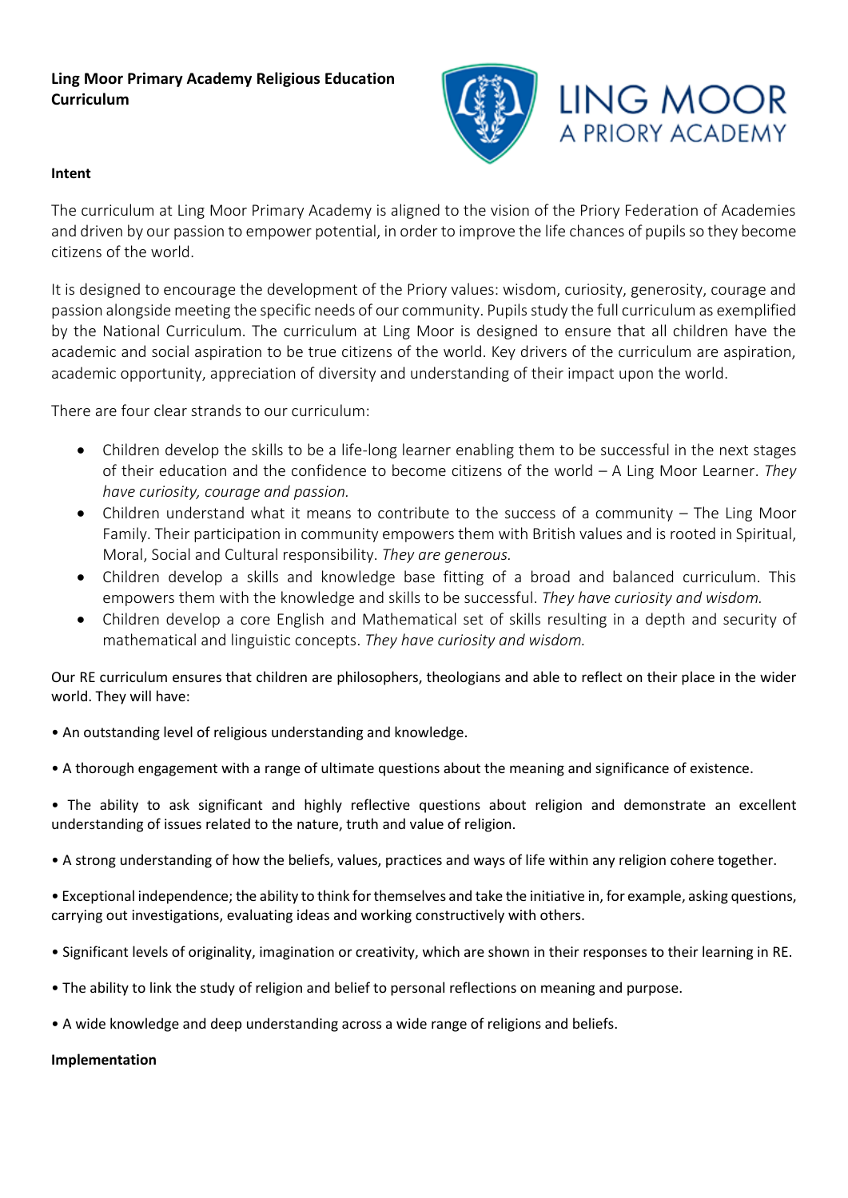**Ling Moor Primary Academy Religious Education Curriculum**

LING MOOR
A PRIORY ACADEMY

**Intent**

The curriculum at Ling Moor Primary Academy is aligned to the vision of the Priory Federation of Academies and driven by our passion to empower potential, in order to improve the life chances of pupils so they become citizens of the world.

It is designed to encourage the development of the Priory values: wisdom, curiosity, generosity, courage and passion alongside meeting the specific needs of our community. Pupils study the full curriculum as exemplified by the National Curriculum. The curriculum at Ling Moor is designed to ensure that all children have the academic and social aspiration to be true citizens of the world. Key drivers of the curriculum are aspiration, academic opportunity, appreciation of diversity and understanding of their impact upon the world.

There are four clear strands to our curriculum:

- Children develop the skills to be a life-long learner enabling them to be successful in the next stages of their education and the confidence to become citizens of the world – A Ling Moor Learner. *They have curiosity, courage and passion.*
- Children understand what it means to contribute to the success of a community – The Ling Moor Family. Their participation in community empowers them with British values and is rooted in Spiritual, Moral, Social and Cultural responsibility. *They are generous.*
- Children develop a skills and knowledge base fitting of a broad and balanced curriculum. This empowers them with the knowledge and skills to be successful. *They have curiosity and wisdom.*
- Children develop a core English and Mathematical set of skills resulting in a depth and security of mathematical and linguistic concepts. *They have curiosity and wisdom.*

Our RE curriculum ensures that children are philosophers, theologians and able to reflect on their place in the wider world. They will have:

• An outstanding level of religious understanding and knowledge.

• A thorough engagement with a range of ultimate questions about the meaning and significance of existence.

• The ability to ask significant and highly reflective questions about religion and demonstrate an excellent understanding of issues related to the nature, truth and value of religion.

• A strong understanding of how the beliefs, values, practices and ways of life within any religion cohere together.

• Exceptional independence; the ability to think for themselves and take the initiative in, for example, asking questions, carrying out investigations, evaluating ideas and working constructively with others.

• Significant levels of originality, imagination or creativity, which are shown in their responses to their learning in RE.

• The ability to link the study of religion and belief to personal reflections on meaning and purpose.

• A wide knowledge and deep understanding across a wide range of religions and beliefs.

**Implementation**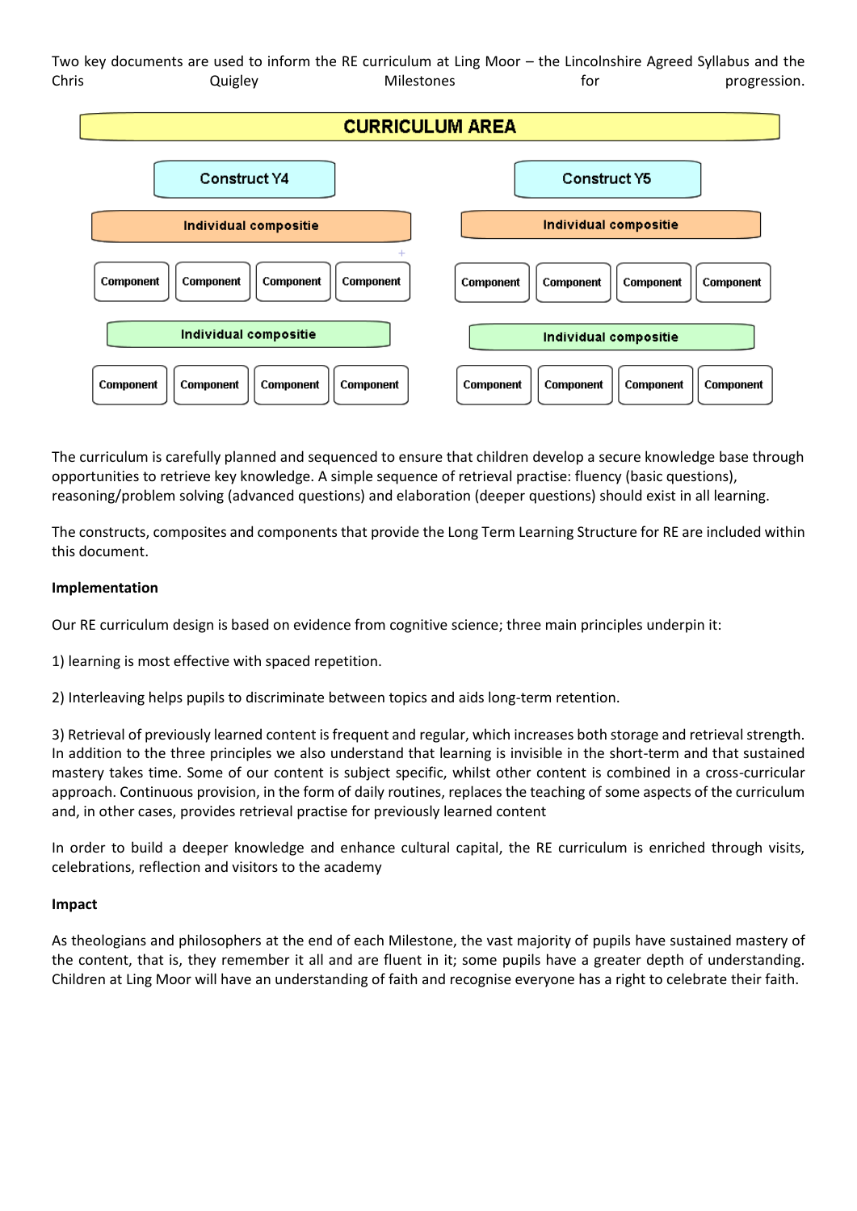Two key documents are used to inform the RE curriculum at Ling Moor – the Lincolnshire Agreed Syllabus and the Chris Quigley Milestones for progression.

CURRICULUM AREA

Construct Y4

Individual composítie

Component
Component
Component
Component

Individual composítie

Component
Component
Component
Component

Construct Y5

Individual composítie

Component
Component
Component
Component

Individual composítie

Component
Component
Component
Component

The curriculum is carefully planned and sequenced to ensure that children develop a secure knowledge base through opportunities to retrieve key knowledge. A simple sequence of retrieval practise: fluency (basic questions), reasoning/problem solving (advanced questions) and elaboration (deeper questions) should exist in all learning.

The constructs, composites and components that provide the Long Term Learning Structure for RE are included within this document.

**Implementation**

Our RE curriculum design is based on evidence from cognitive science; three main principles underpin it:

1) learning is most effective with spaced repetition.

2) Interleaving helps pupils to discriminate between topics and aids long-term retention.

3) Retrieval of previously learned content is frequent and regular, which increases both storage and retrieval strength. In addition to the three principles we also understand that learning is invisible in the short-term and that sustained mastery takes time. Some of our content is subject specific, whilst other content is combined in a cross-curricular approach. Continuous provision, in the form of daily routines, replaces the teaching of some aspects of the curriculum and, in other cases, provides retrieval practise for previously learned content

In order to build a deeper knowledge and enhance cultural capital, the RE curriculum is enriched through visits, celebrations, reflection and visitors to the academy

**Impact**

As theologians and philosophers at the end of each Milestone, the vast majority of pupils have sustained mastery of the content, that is, they remember it all and are fluent in it; some pupils have a greater depth of understanding. Children at Ling Moor will have an understanding of faith and recognise everyone has a right to celebrate their faith.